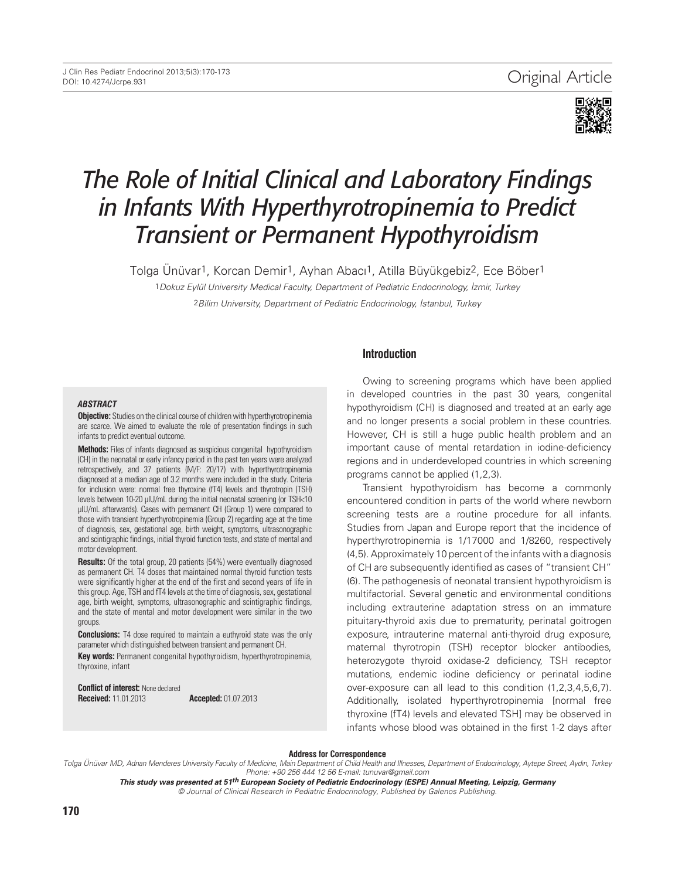Original Article

# The Role of Initial Clinical and Laboratory Findings in Infants With Hyperthyrotropinemia to Predict Transient or Permanent Hypothyroidism

Tolga Ünüvar[1], Korcan Demir[1], Ayhan Abacı[1], Atilla Büyükgebiz[2], Ece Böber[1]

[1]*Dokuz Eylül University Medical Faculty, Department of Pediatric Endocrinology, İzmir, Turkey*

[2]*Bilim University, Department of Pediatric Endocrinology, İstanbul, Turkey*

### *ABSTRACT*

**Objective:** Studies on the clinical course of children with hyperthyrotropinemia are scarce. We aimed to evaluate the role of presentation findings in such infants to predict eventual outcome.

**Methods:** Files of infants diagnosed as suspicious congenital hypothyroidism (CH) in the neonatal or early infancy period in the past ten years were analyzed retrospectively, and 37 patients (M/F: 20/17) with hyperthyrotropinemia diagnosed at a median age of 3.2 months were included in the study. Criteria for inclusion were: normal free thyroxine (fT4) levels and thyrotropin (TSH) levels between 10-20 µIU/mL during the initial neonatal screening (or TSH<10 µIU/mL afterwards). Cases with permanent CH (Group 1) were compared to those with transient hyperthyrotropinemia (Group 2) regarding age at the time of diagnosis, sex, gestational age, birth weight, symptoms, ultrasonographic and scintigraphic findings, initial thyroid function tests, and state of mental and motor development.

**Results:** Of the total group, 20 patients (54%) were eventually diagnosed as permanent CH. T4 doses that maintained normal thyroid function tests were significantly higher at the end of the first and second years of life in this group. Age, TSH and fT4 levels at the time of diagnosis, sex, gestational age, birth weight, symptoms, ultrasonographic and scintigraphic findings, and the state of mental and motor development were similar in the two groups.

**Conclusions:** T4 dose required to maintain a euthyroid state was the only parameter which distinguished between transient and permanent CH.

**Key words:** Permanent congenital hypothyroidism, hyperthyrotropinemia, thyroxine, infant

**Conflict of interest:** None declared

**Received:** 11.01.2013 **Accepted:** 01.07.2013

## Introduction

Owing to screening programs which have been applied in developed countries in the past 30 years, congenital hypothyroidism (CH) is diagnosed and treated at an early age and no longer presents a social problem in these countries. However, CH is still a huge public health problem and an important cause of mental retardation in iodine-deficiency regions and in underdeveloped countries in which screening programs cannot be applied (1,2,3).

Transient hypothyroidism has become a commonly encountered condition in parts of the world where newborn screening tests are a routine procedure for all infants. Studies from Japan and Europe report that the incidence of hyperthyrotropinemia is 1/17000 and 1/8260, respectively (4,5). Approximately 10 percent of the infants with a diagnosis of CH are subsequently identified as cases of "transient CH" (6). The pathogenesis of neonatal transient hypothyroidism is multifactorial. Several genetic and environmental conditions including extrauterine adaptation stress on an immature pituitary-thyroid axis due to prematurity, perinatal goitrogen exposure, intrauterine maternal anti-thyroid drug exposure, maternal thyrotropin (TSH) receptor blocker antibodies, heterozygote thyroid oxidase-2 deficiency, TSH receptor mutations, endemic iodine deficiency or perinatal iodine over-exposure can all lead to this condition (1,2,3,4,5,6,7). Additionally, isolated hyperthyrotropinemia [normal free thyroxine (fT4) levels and elevated TSH] may be observed in infants whose blood was obtained in the first 1-2 days after

**Address for Correspondence**

*Tolga Ünüvar MD, Adnan Menderes University Faculty of Medicine, Main Department of Child Health and Illnesses, Department of Endocrinology, Aytepe Street, Aydın, Turkey Phone: +90 256 444 12 56 E-mail: tunuvar@gmail.com*

***This study was presented at 51th European Society of Pediatric Endocrinology (ESPE) Annual Meeting, Leipzig, Germany***

*© Journal of Clinical Research in Pediatric Endocrinology, Published by Galenos Publishing.*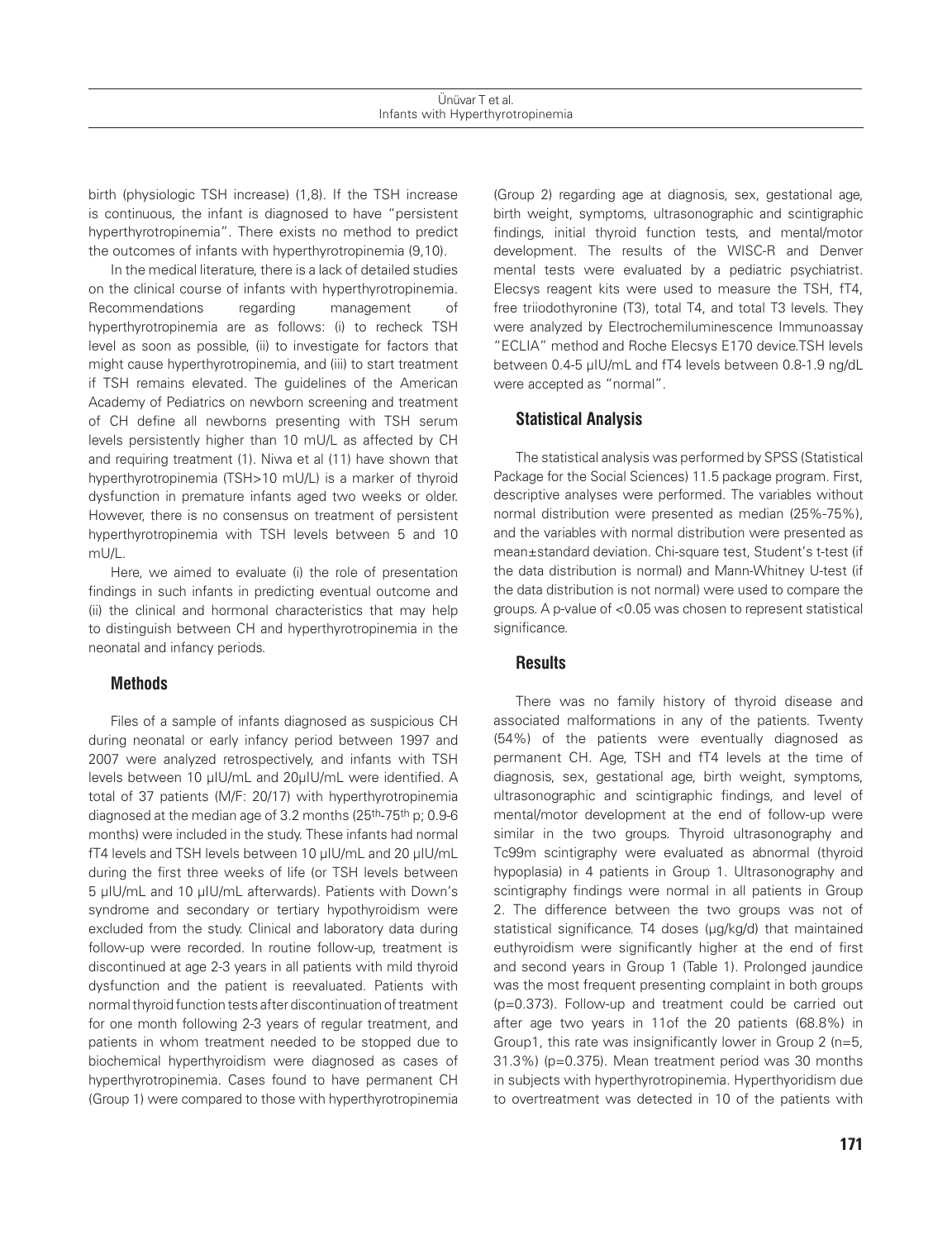birth (physiologic TSH increase) (1,8). If the TSH increase is continuous, the infant is diagnosed to have "persistent hyperthyrotropinemia". There exists no method to predict the outcomes of infants with hyperthyrotropinemia (9,10).

In the medical literature, there is a lack of detailed studies on the clinical course of infants with hyperthyrotropinemia. Recommendations regarding management of hyperthyrotropinemia are as follows: (i) to recheck TSH level as soon as possible, (ii) to investigate for factors that might cause hyperthyrotropinemia, and (iii) to start treatment if TSH remains elevated. The guidelines of the American Academy of Pediatrics on newborn screening and treatment of CH define all newborns presenting with TSH serum levels persistently higher than 10 mU/L as affected by CH and requiring treatment (1). Niwa et al (11) have shown that hyperthyrotropinemia (TSH>10 mU/L) is a marker of thyroid dysfunction in premature infants aged two weeks or older. However, there is no consensus on treatment of persistent hyperthyrotropinemia with TSH levels between 5 and 10 mU/L.

Here, we aimed to evaluate (i) the role of presentation findings in such infants in predicting eventual outcome and (ii) the clinical and hormonal characteristics that may help to distinguish between CH and hyperthyrotropinemia in the neonatal and infancy periods.

## Methods

Files of a sample of infants diagnosed as suspicious CH during neonatal or early infancy period between 1997 and 2007 were analyzed retrospectively, and infants with TSH levels between 10 μIU/mL and 20μIU/mL were identified. A total of 37 patients (M/F: 20/17) with hyperthyrotropinemia diagnosed at the median age of 3.2 months (25th-75th p; 0.9-6 months) were included in the study. These infants had normal fT4 levels and TSH levels between 10 μIU/mL and 20 μIU/mL during the first three weeks of life (or TSH levels between 5 μIU/mL and 10 μIU/mL afterwards). Patients with Down's syndrome and secondary or tertiary hypothyroidism were excluded from the study. Clinical and laboratory data during follow-up were recorded. In routine follow-up, treatment is discontinued at age 2-3 years in all patients with mild thyroid dysfunction and the patient is reevaluated. Patients with normal thyroid function tests after discontinuation of treatment for one month following 2-3 years of regular treatment, and patients in whom treatment needed to be stopped due to biochemical hyperthyroidism were diagnosed as cases of hyperthyrotropinemia. Cases found to have permanent CH (Group 1) were compared to those with hyperthyrotropinemia (Group 2) regarding age at diagnosis, sex, gestational age, birth weight, symptoms, ultrasonographic and scintigraphic findings, initial thyroid function tests, and mental/motor development. The results of the WISC-R and Denver mental tests were evaluated by a pediatric psychiatrist. Elecsys reagent kits were used to measure the TSH, fT4, free triiodothyronine (T3), total T4, and total T3 levels. They were analyzed by Electrochemiluminescence Immunoassay "ECLIA" method and Roche Elecsys E170 device.TSH levels between 0.4-5 μIU/mL and fT4 levels between 0.8-1.9 ng/dL were accepted as "normal".

### Statistical Analysis

The statistical analysis was performed by SPSS (Statistical Package for the Social Sciences) 11.5 package program. First, descriptive analyses were performed. The variables without normal distribution were presented as median (25%-75%), and the variables with normal distribution were presented as mean±standard deviation. Chi-square test, Student's t-test (if the data distribution is normal) and Mann-Whitney U-test (if the data distribution is not normal) were used to compare the groups. A p-value of <0.05 was chosen to represent statistical significance.

## Results

There was no family history of thyroid disease and associated malformations in any of the patients. Twenty (54%) of the patients were eventually diagnosed as permanent CH. Age, TSH and fT4 levels at the time of diagnosis, sex, gestational age, birth weight, symptoms, ultrasonographic and scintigraphic findings, and level of mental/motor development at the end of follow-up were similar in the two groups. Thyroid ultrasonography and Tc99m scintigraphy were evaluated as abnormal (thyroid hypoplasia) in 4 patients in Group 1. Ultrasonography and scintigraphy findings were normal in all patients in Group 2. The difference between the two groups was not of statistical significance. T4 doses (μg/kg/d) that maintained euthyroidism were significantly higher at the end of first and second years in Group 1 (Table 1). Prolonged jaundice was the most frequent presenting complaint in both groups (p=0.373). Follow-up and treatment could be carried out after age two years in 11of the 20 patients (68.8%) in Group1, this rate was insignificantly lower in Group 2 (n=5, 31.3%) (p=0.375). Mean treatment period was 30 months in subjects with hyperthyrotropinemia. Hyperthyoridism due to overtreatment was detected in 10 of the patients with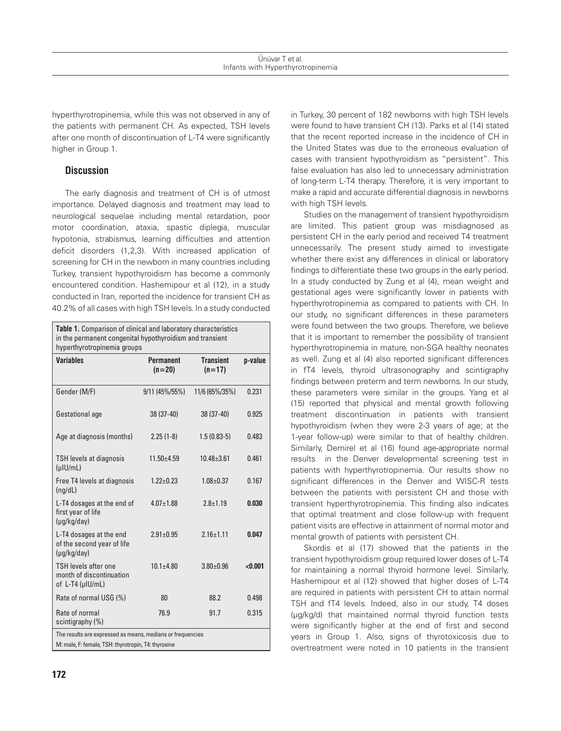hyperthyrotropinemia, while this was not observed in any of the patients with permanent CH. As expected, TSH levels after one month of discontinuation of L-T4 were significantly higher in Group 1.

## Discussion

The early diagnosis and treatment of CH is of utmost importance. Delayed diagnosis and treatment may lead to neurological sequelae including mental retardation, poor motor coordination, ataxia, spastic diplegia, muscular hypotonia, strabismus, learning difficulties and attention deficit disorders (1,2,3). With increased application of screening for CH in the newborn in many countries including Turkey, transient hypothyroidism has become a commonly encountered condition. Hashemipour et al (12), in a study conducted in Iran, reported the incidence for transient CH as 40.2% of all cases with high TSH levels. In a study conducted in Turkey, 30 percent of 182 newborns with high TSH levels were found to have transient CH (13). Parks et al (14) stated that the recent reported increase in the incidence of CH in the United States was due to the erroneous evaluation of cases with transient hypothyroidism as "persistent". This false evaluation has also led to unnecessary administration of long-term L-T4 therapy. Therefore, it is very important to make a rapid and accurate differential diagnosis in newborns with high TSH levels.

**Table 1.** Comparison of clinical and laboratory characteristics in the permanent congenital hypothyroidism and transient hyperthyrotropinemia groups

| Variables | Permanent (n=20) | Transient (n=17) | p-value |
|---|---|---|---|
| Gender (M/F) | 9/11 (45%/55%) | 11/6 (65%/35%) | 0.231 |
| Gestational age | 38 (37-40) | 38 (37-40) | 0.925 |
| Age at diagnosis (months) | 2.25 (1-8) | 1.5 (0.83-5) | 0.483 |
| TSH levels at diagnosis (μIU/mL) | 11.50±4.59 | 10.48±3.61 | 0.461 |
| Free T4 levels at diagnosis (ng/dL) | 1.22±0.23 | 1.08±0.37 | 0.167 |
| L-T4 dosages at the end of first year of life (μg/kg/day) | 4.07±1.88 | 2.8±1.19 | **0.030** |
| L-T4 dosages at the end of the second year of life (μg/kg/day) | 2.91±0.95 | 2.16±1.11 | **0.047** |
| TSH levels after one month of discontinuation of L-T4 (μIU/mL) | 10.1±4.80 | 3.80±0.96 | **<0.001** |
| Rate of normal USG (%) | 80 | 88.2 | 0.498 |
| Rate of normal scintigraphy (%) | 76.9 | 91.7 | 0.315 |

The results are expressed as means, medians or frequencies
M: male, F: female, TSH: thyrotropin, T4: thyroxine

Studies on the management of transient hypothyroidism are limited. This patient group was misdiagnosed as persistent CH in the early period and received T4 treatment unnecessarily. The present study aimed to investigate whether there exist any differences in clinical or laboratory findings to differentiate these two groups in the early period. In a study conducted by Zung et al (4), mean weight and gestational ages were significantly lower in patients with hyperthyrotropinemia as compared to patients with CH. In our study, no significant differences in these parameters were found between the two groups. Therefore, we believe that it is important to remember the possibility of transient hyperthyrotropinemia in mature, non-SGA healthy neonates as well. Zung et al (4) also reported significant differences in fT4 levels, thyroid ultrasonography and scintigraphy findings between preterm and term newborns. In our study, these parameters were similar in the groups. Yang et al (15) reported that physical and mental growth following treatment discontinuation in patients with transient hypothyroidism (when they were 2-3 years of age; at the 1-year follow-up) were similar to that of healthy children. Similarly, Demirel et al (16) found age-appropriate normal results in the Denver developmental screening test in patients with hyperthyrotropinemia. Our results show no significant differences in the Denver and WISC-R tests between the patients with persistent CH and those with transient hyperthyrotropinemia. This finding also indicates that optimal treatment and close follow-up with frequent patient visits are effective in attainment of normal motor and mental growth of patients with persistent CH.

Skordis et al (17) showed that the patients in the transient hypothyroidism group required lower doses of L-T4 for maintaining a normal thyroid hormone level. Similarly, Hashemipour et al (12) showed that higher doses of L-T4 are required in patients with persistent CH to attain normal TSH and fT4 levels. Indeed, also in our study, T4 doses (μg/kg/d) that maintained normal thyroid function tests were significantly higher at the end of first and second years in Group 1. Also, signs of thyrotoxicosis due to overtreatment were noted in 10 patients in the transient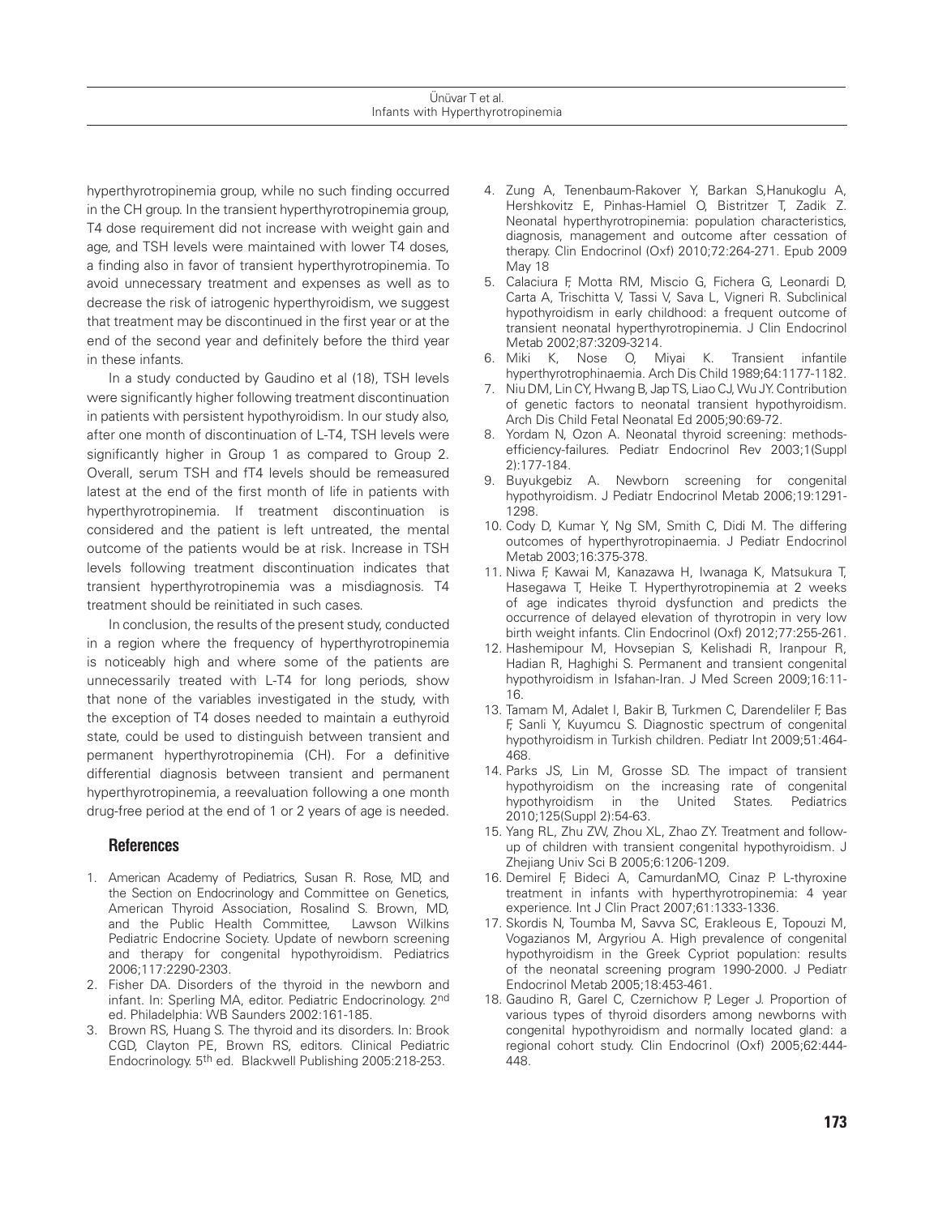hyperthyrotropinemia group, while no such finding occurred in the CH group. In the transient hyperthyrotropinemia group, T4 dose requirement did not increase with weight gain and age, and TSH levels were maintained with lower T4 doses, a finding also in favor of transient hyperthyrotropinemia. To avoid unnecessary treatment and expenses as well as to decrease the risk of iatrogenic hyperthyroidism, we suggest that treatment may be discontinued in the first year or at the end of the second year and definitely before the third year in these infants.

In a study conducted by Gaudino et al (18), TSH levels were significantly higher following treatment discontinuation in patients with persistent hypothyroidism. In our study also, after one month of discontinuation of L-T4, TSH levels were significantly higher in Group 1 as compared to Group 2. Overall, serum TSH and fT4 levels should be remeasured latest at the end of the first month of life in patients with hyperthyrotropinemia. If treatment discontinuation is considered and the patient is left untreated, the mental outcome of the patients would be at risk. Increase in TSH levels following treatment discontinuation indicates that transient hyperthyrotropinemia was a misdiagnosis. T4 treatment should be reinitiated in such cases.

In conclusion, the results of the present study, conducted in a region where the frequency of hyperthyrotropinemia is noticeably high and where some of the patients are unnecessarily treated with L-T4 for long periods, show that none of the variables investigated in the study, with the exception of T4 doses needed to maintain a euthyroid state, could be used to distinguish between transient and permanent hyperthyrotropinemia (CH). For a definitive differential diagnosis between transient and permanent hyperthyrotropinemia, a reevaluation following a one month drug-free period at the end of 1 or 2 years of age is needed.

## References

1. American Academy of Pediatrics, Susan R. Rose, MD, and the Section on Endocrinology and Committee on Genetics, American Thyroid Association, Rosalind S. Brown, MD, and the Public Health Committee, Lawson Wilkins Pediatric Endocrine Society. Update of newborn screening and therapy for congenital hypothyroidism. Pediatrics 2006;117:2290-2303.
2. Fisher DA. Disorders of the thyroid in the newborn and infant. In: Sperling MA, editor. Pediatric Endocrinology. 2nd ed. Philadelphia: WB Saunders 2002:161-185.
3. Brown RS, Huang S. The thyroid and its disorders. In: Brook CGD, Clayton PE, Brown RS, editors. Clinical Pediatric Endocrinology. 5th ed. Blackwell Publishing 2005:218-253.
4. Zung A, Tenenbaum-Rakover Y, Barkan S,Hanukoglu A, Hershkovitz E, Pinhas-Hamiel O, Bistritzer T, Zadik Z. Neonatal hyperthyrotropinemia: population characteristics, diagnosis, management and outcome after cessation of therapy. Clin Endocrinol (Oxf) 2010;72:264-271. Epub 2009 May 18
5. Calaciura F, Motta RM, Miscio G, Fichera G, Leonardi D, Carta A, Trischitta V, Tassi V, Sava L, Vigneri R. Subclinical hypothyroidism in early childhood: a frequent outcome of transient neonatal hyperthyrotropinemia. J Clin Endocrinol Metab 2002;87:3209-3214.
6. Miki K, Nose O, Miyai K. Transient infantile hyperthyrotrophinaemia. Arch Dis Child 1989;64:1177-1182.
7. Niu DM, Lin CY, Hwang B, Jap TS, Liao CJ, Wu JY. Contribution of genetic factors to neonatal transient hypothyroidism. Arch Dis Child Fetal Neonatal Ed 2005;90:69-72.
8. Yordam N, Ozon A. Neonatal thyroid screening: methods-efficiency-failures. Pediatr Endocrinol Rev 2003;1(Suppl 2):177-184.
9. Buyukgebiz A. Newborn screening for congenital hypothyroidism. J Pediatr Endocrinol Metab 2006;19:1291-1298.
10. Cody D, Kumar Y, Ng SM, Smith C, Didi M. The differing outcomes of hyperthyrotropinaemia. J Pediatr Endocrinol Metab 2003;16:375-378.
11. Niwa F, Kawai M, Kanazawa H, Iwanaga K, Matsukura T, Hasegawa T, Heike T. Hyperthyrotropinemia at 2 weeks of age indicates thyroid dysfunction and predicts the occurrence of delayed elevation of thyrotropin in very low birth weight infants. Clin Endocrinol (Oxf) 2012;77:255-261.
12. Hashemipour M, Hovsepian S, Kelishadi R, Iranpour R, Hadian R, Haghighi S. Permanent and transient congenital hypothyroidism in Isfahan-Iran. J Med Screen 2009;16:11-16.
13. Tamam M, Adalet I, Bakir B, Turkmen C, Darendeliler F, Bas F, Sanli Y, Kuyumcu S. Diagnostic spectrum of congenital hypothyroidism in Turkish children. Pediatr Int 2009;51:464-468.
14. Parks JS, Lin M, Grosse SD. The impact of transient hypothyroidism on the increasing rate of congenital hypothyroidism in the United States. Pediatrics 2010;125(Suppl 2):54-63.
15. Yang RL, Zhu ZW, Zhou XL, Zhao ZY. Treatment and follow-up of children with transient congenital hypothyroidism. J Zhejiang Univ Sci B 2005;6:1206-1209.
16. Demirel F, Bideci A, CamurdanMO, Cinaz P. L-thyroxine treatment in infants with hyperthyrotropinaemia: 4 year experience. Int J Clin Pract 2007;61:1333-1336.
17. Skordis N, Toumba M, Savva SC, Erakleous E, Topouzi M, Vogazianos M, Argyriou A. High prevalence of congenital hypothyroidism in the Greek Cypriot population: results of the neonatal screening program 1990-2000. J Pediatr Endocrinol Metab 2005;18:453-461.
18. Gaudino R, Garel C, Czernichow P, Leger J. Proportion of various types of thyroid disorders among newborns with congenital hypothyroidism and normally located gland: a regional cohort study. Clin Endocrinol (Oxf) 2005;62:444-448.